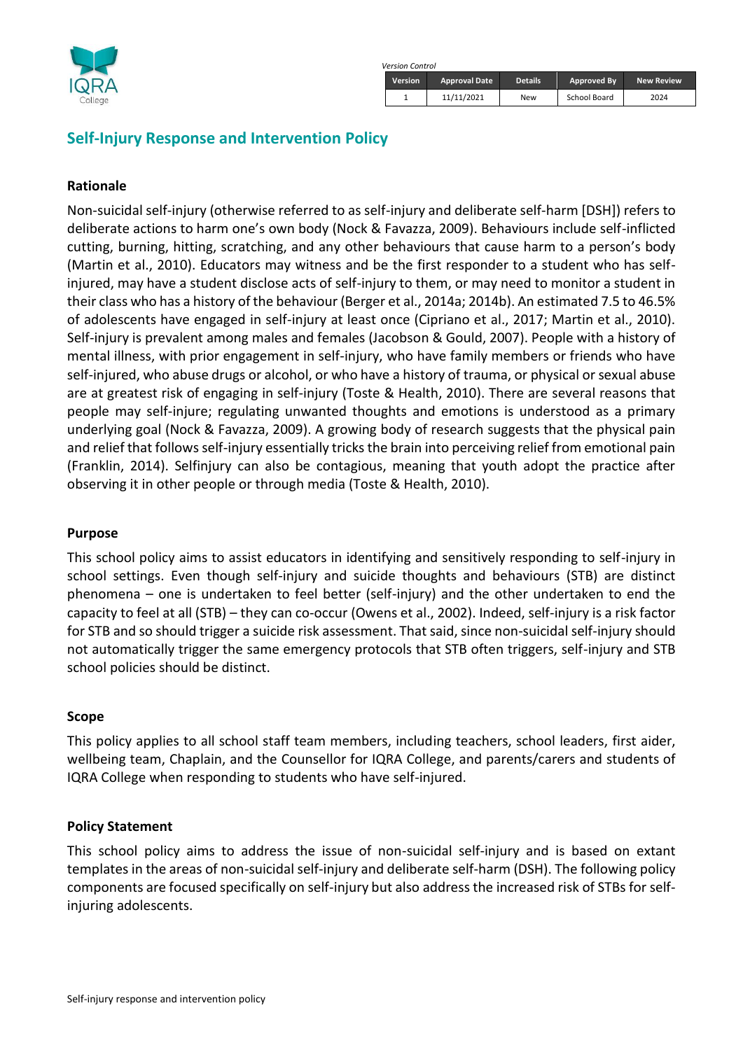IQRA College

*Version Control*

| Version | Approval Date | Details | Approved By | New Review |
|---|---|---|---|---|
| 1 | 11/11/2021 | New | School Board | 2024 |

# Self-Injury Response and Intervention Policy

### Rationale

Non-suicidal self-injury (otherwise referred to as self-injury and deliberate self-harm [DSH]) refers to deliberate actions to harm one's own body (Nock & Favazza, 2009). Behaviours include self-inflicted cutting, burning, hitting, scratching, and any other behaviours that cause harm to a person's body (Martin et al., 2010). Educators may witness and be the first responder to a student who has self-injured, may have a student disclose acts of self-injury to them, or may need to monitor a student in their class who has a history of the behaviour (Berger et al., 2014a; 2014b). An estimated 7.5 to 46.5% of adolescents have engaged in self-injury at least once (Cipriano et al., 2017; Martin et al., 2010). Self-injury is prevalent among males and females (Jacobson & Gould, 2007). People with a history of mental illness, with prior engagement in self-injury, who have family members or friends who have self-injured, who abuse drugs or alcohol, or who have a history of trauma, or physical or sexual abuse are at greatest risk of engaging in self-injury (Toste & Health, 2010). There are several reasons that people may self-injure; regulating unwanted thoughts and emotions is understood as a primary underlying goal (Nock & Favazza, 2009). A growing body of research suggests that the physical pain and relief that follows self-injury essentially tricks the brain into perceiving relief from emotional pain (Franklin, 2014). Selfinjury can also be contagious, meaning that youth adopt the practice after observing it in other people or through media (Toste & Health, 2010).

### Purpose

This school policy aims to assist educators in identifying and sensitively responding to self-injury in school settings. Even though self-injury and suicide thoughts and behaviours (STB) are distinct phenomena – one is undertaken to feel better (self-injury) and the other undertaken to end the capacity to feel at all (STB) – they can co-occur (Owens et al., 2002). Indeed, self-injury is a risk factor for STB and so should trigger a suicide risk assessment. That said, since non-suicidal self-injury should not automatically trigger the same emergency protocols that STB often triggers, self-injury and STB school policies should be distinct.

### Scope

This policy applies to all school staff team members, including teachers, school leaders, first aider, wellbeing team, Chaplain, and the Counsellor for IQRA College, and parents/carers and students of IQRA College when responding to students who have self-injured.

### Policy Statement

This school policy aims to address the issue of non-suicidal self-injury and is based on extant templates in the areas of non-suicidal self-injury and deliberate self-harm (DSH). The following policy components are focused specifically on self-injury but also address the increased risk of STBs for self-injuring adolescents.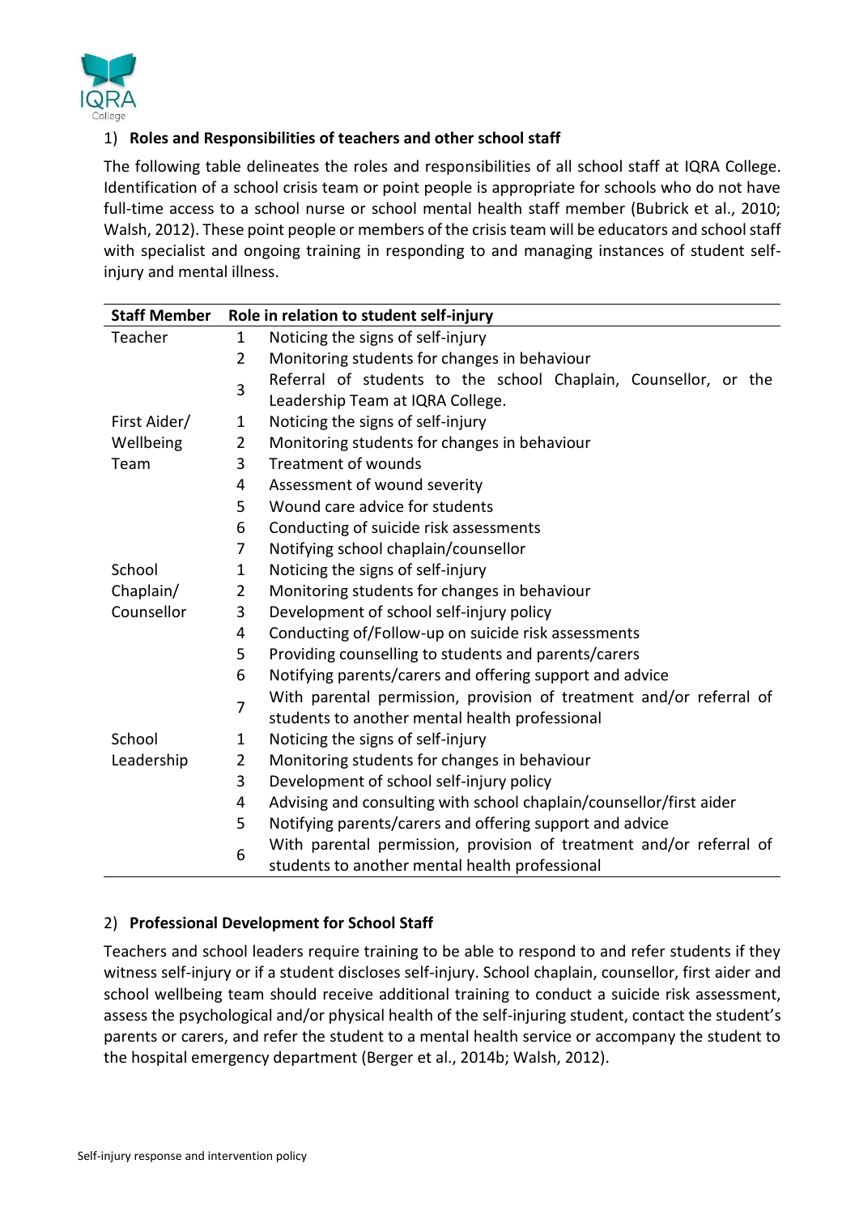1) **Roles and Responsibilities of teachers and other school staff**

The following table delineates the roles and responsibilities of all school staff at IQRA College. Identification of a school crisis team or point people is appropriate for schools who do not have full-time access to a school nurse or school mental health staff member (Bubrick et al., 2010; Walsh, 2012). These point people or members of the crisis team will be educators and school staff with specialist and ongoing training in responding to and managing instances of student self-injury and mental illness.

| Staff Member | Role in relation to student self-injury | |
|---|---|---|
| Teacher | 1 | Noticing the signs of self-injury |
| | 2 | Monitoring students for changes in behaviour |
| | 3 | Referral of students to the school Chaplain, Counsellor, or the Leadership Team at IQRA College. |
| First Aider/ Wellbeing Team | 1 | Noticing the signs of self-injury |
| | 2 | Monitoring students for changes in behaviour |
| | 3 | Treatment of wounds |
| | 4 | Assessment of wound severity |
| | 5 | Wound care advice for students |
| | 6 | Conducting of suicide risk assessments |
| | 7 | Notifying school chaplain/counsellor |
| School Chaplain/ Counsellor | 1 | Noticing the signs of self-injury |
| | 2 | Monitoring students for changes in behaviour |
| | 3 | Development of school self-injury policy |
| | 4 | Conducting of/Follow-up on suicide risk assessments |
| | 5 | Providing counselling to students and parents/carers |
| | 6 | Notifying parents/carers and offering support and advice |
| | 7 | With parental permission, provision of treatment and/or referral of students to another mental health professional |
| School Leadership | 1 | Noticing the signs of self-injury |
| | 2 | Monitoring students for changes in behaviour |
| | 3 | Development of school self-injury policy |
| | 4 | Advising and consulting with school chaplain/counsellor/first aider |
| | 5 | Notifying parents/carers and offering support and advice |
| | 6 | With parental permission, provision of treatment and/or referral of students to another mental health professional |

2) **Professional Development for School Staff**

Teachers and school leaders require training to be able to respond to and refer students if they witness self-injury or if a student discloses self-injury. School chaplain, counsellor, first aider and school wellbeing team should receive additional training to conduct a suicide risk assessment, assess the psychological and/or physical health of the self-injuring student, contact the student's parents or carers, and refer the student to a mental health service or accompany the student to the hospital emergency department (Berger et al., 2014b; Walsh, 2012).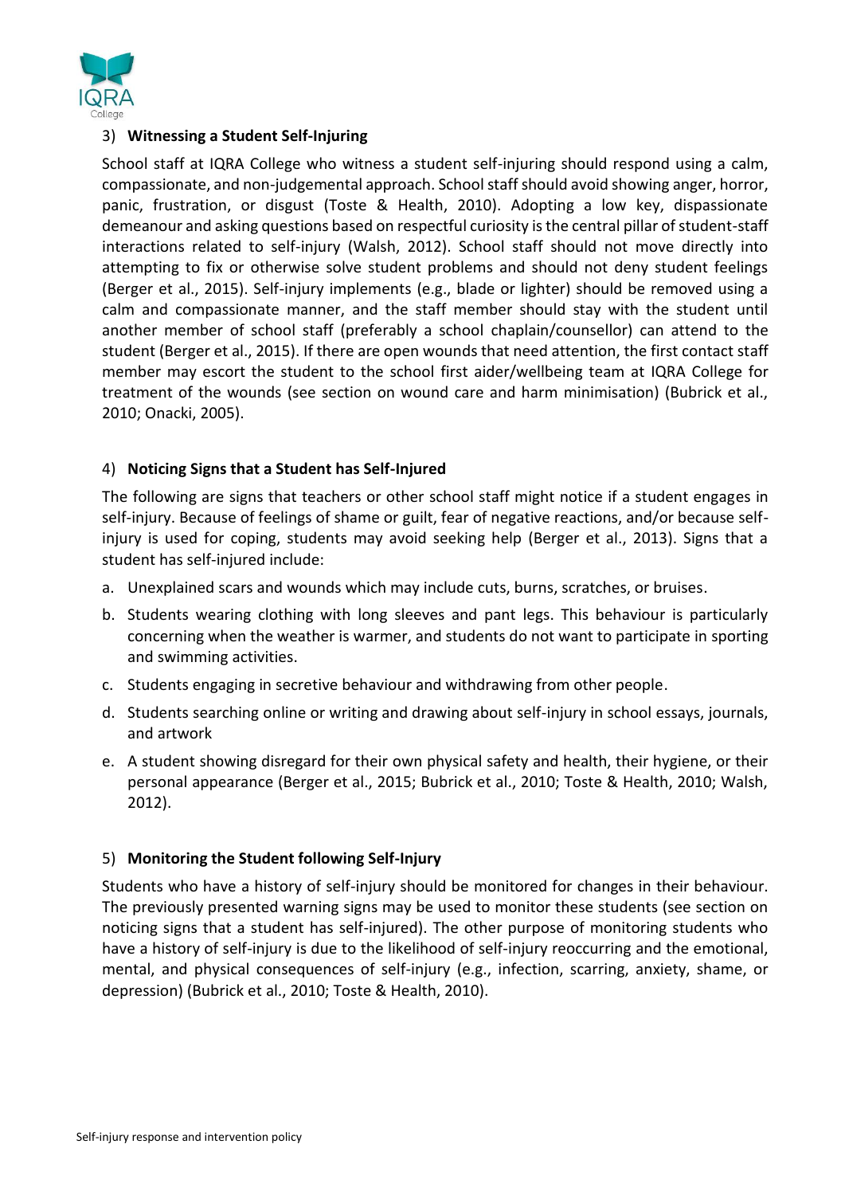### 3) Witnessing a Student Self-Injuring

School staff at IQRA College who witness a student self-injuring should respond using a calm, compassionate, and non-judgemental approach. School staff should avoid showing anger, horror, panic, frustration, or disgust (Toste & Health, 2010). Adopting a low key, dispassionate demeanour and asking questions based on respectful curiosity is the central pillar of student-staff interactions related to self-injury (Walsh, 2012). School staff should not move directly into attempting to fix or otherwise solve student problems and should not deny student feelings (Berger et al., 2015). Self-injury implements (e.g., blade or lighter) should be removed using a calm and compassionate manner, and the staff member should stay with the student until another member of school staff (preferably a school chaplain/counsellor) can attend to the student (Berger et al., 2015). If there are open wounds that need attention, the first contact staff member may escort the student to the school first aider/wellbeing team at IQRA College for treatment of the wounds (see section on wound care and harm minimisation) (Bubrick et al., 2010; Onacki, 2005).

### 4) Noticing Signs that a Student has Self-Injured

The following are signs that teachers or other school staff might notice if a student engages in self-injury. Because of feelings of shame or guilt, fear of negative reactions, and/or because self-injury is used for coping, students may avoid seeking help (Berger et al., 2013). Signs that a student has self-injured include:

a. Unexplained scars and wounds which may include cuts, burns, scratches, or bruises.
b. Students wearing clothing with long sleeves and pant legs. This behaviour is particularly concerning when the weather is warmer, and students do not want to participate in sporting and swimming activities.
c. Students engaging in secretive behaviour and withdrawing from other people.
d. Students searching online or writing and drawing about self-injury in school essays, journals, and artwork
e. A student showing disregard for their own physical safety and health, their hygiene, or their personal appearance (Berger et al., 2015; Bubrick et al., 2010; Toste & Health, 2010; Walsh, 2012).

### 5) Monitoring the Student following Self-Injury

Students who have a history of self-injury should be monitored for changes in their behaviour. The previously presented warning signs may be used to monitor these students (see section on noticing signs that a student has self-injured). The other purpose of monitoring students who have a history of self-injury is due to the likelihood of self-injury reoccurring and the emotional, mental, and physical consequences of self-injury (e.g., infection, scarring, anxiety, shame, or depression) (Bubrick et al., 2010; Toste & Health, 2010).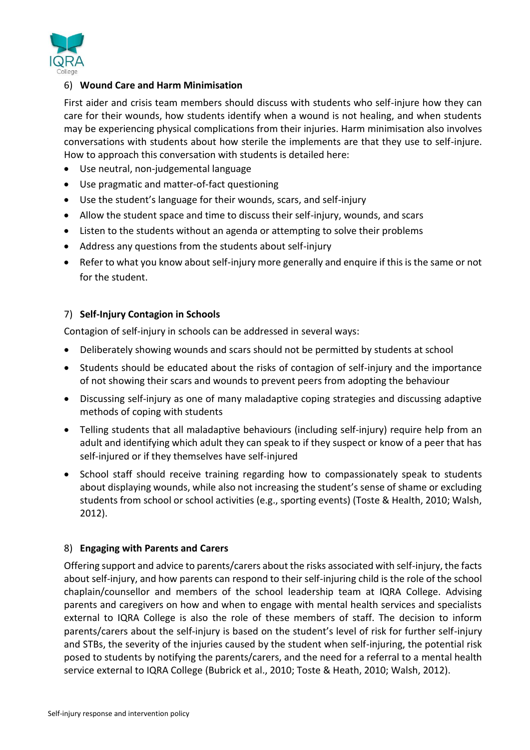6) **Wound Care and Harm Minimisation**

First aider and crisis team members should discuss with students who self-injure how they can care for their wounds, how students identify when a wound is not healing, and when students may be experiencing physical complications from their injuries. Harm minimisation also involves conversations with students about how sterile the implements are that they use to self-injure. How to approach this conversation with students is detailed here:

- Use neutral, non-judgemental language
- Use pragmatic and matter-of-fact questioning
- Use the student's language for their wounds, scars, and self-injury
- Allow the student space and time to discuss their self-injury, wounds, and scars
- Listen to the students without an agenda or attempting to solve their problems
- Address any questions from the students about self-injury
- Refer to what you know about self-injury more generally and enquire if this is the same or not for the student.

7) **Self-Injury Contagion in Schools**

Contagion of self-injury in schools can be addressed in several ways:

- Deliberately showing wounds and scars should not be permitted by students at school
- Students should be educated about the risks of contagion of self-injury and the importance of not showing their scars and wounds to prevent peers from adopting the behaviour
- Discussing self-injury as one of many maladaptive coping strategies and discussing adaptive methods of coping with students
- Telling students that all maladaptive behaviours (including self-injury) require help from an adult and identifying which adult they can speak to if they suspect or know of a peer that has self-injured or if they themselves have self-injured
- School staff should receive training regarding how to compassionately speak to students about displaying wounds, while also not increasing the student's sense of shame or excluding students from school or school activities (e.g., sporting events) (Toste & Health, 2010; Walsh, 2012).

8) **Engaging with Parents and Carers**

Offering support and advice to parents/carers about the risks associated with self-injury, the facts about self-injury, and how parents can respond to their self-injuring child is the role of the school chaplain/counsellor and members of the school leadership team at IQRA College. Advising parents and caregivers on how and when to engage with mental health services and specialists external to IQRA College is also the role of these members of staff. The decision to inform parents/carers about the self-injury is based on the student's level of risk for further self-injury and STBs, the severity of the injuries caused by the student when self-injuring, the potential risk posed to students by notifying the parents/carers, and the need for a referral to a mental health service external to IQRA College (Bubrick et al., 2010; Toste & Heath, 2010; Walsh, 2012).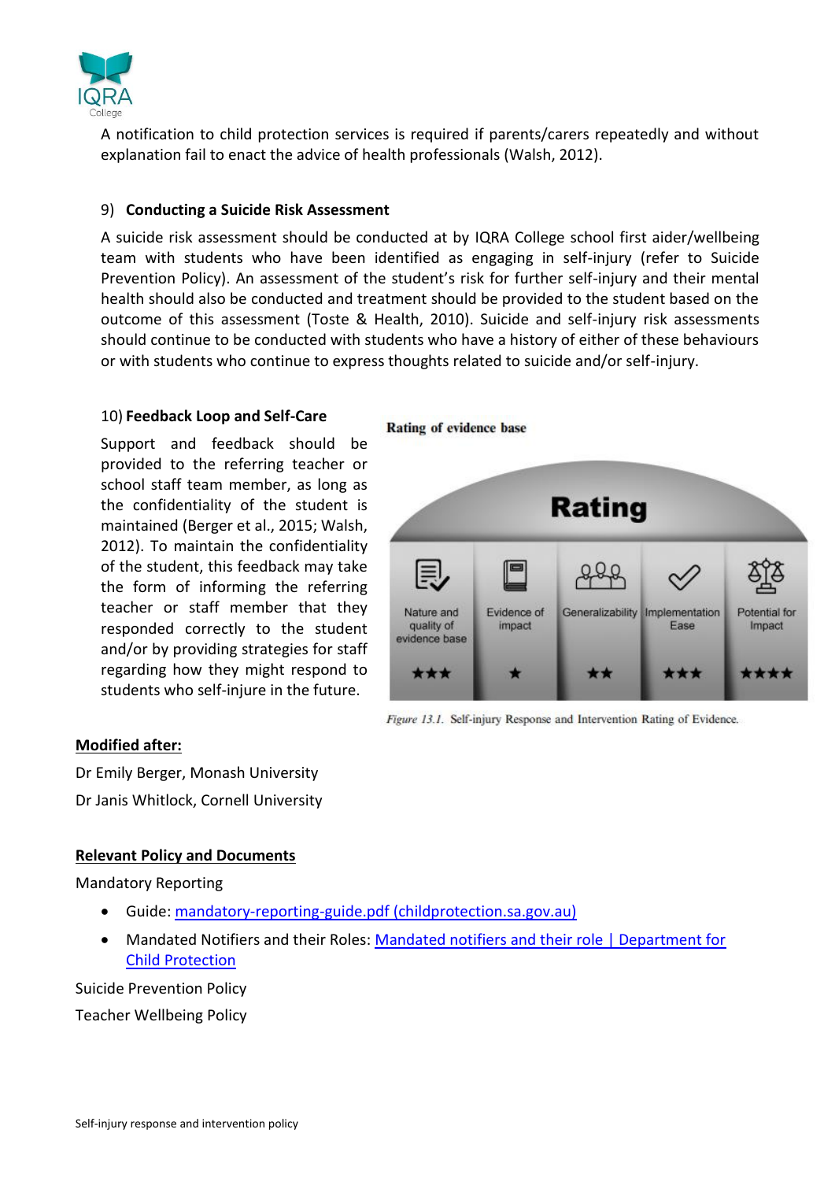A notification to child protection services is required if parents/carers repeatedly and without explanation fail to enact the advice of health professionals (Walsh, 2012).

9) **Conducting a Suicide Risk Assessment**

A suicide risk assessment should be conducted at by IQRA College school first aider/wellbeing team with students who have been identified as engaging in self-injury (refer to Suicide Prevention Policy). An assessment of the student's risk for further self-injury and their mental health should also be conducted and treatment should be provided to the student based on the outcome of this assessment (Toste & Health, 2010). Suicide and self-injury risk assessments should continue to be conducted with students who have a history of either of these behaviours or with students who continue to express thoughts related to suicide and/or self-injury.

10) **Feedback Loop and Self-Care**

Support and feedback should be provided to the referring teacher or school staff team member, as long as the confidentiality of the student is maintained (Berger et al., 2015; Walsh, 2012). To maintain the confidentiality of the student, this feedback may take the form of informing the referring teacher or staff member that they responded correctly to the student and/or by providing strategies for staff regarding how they might respond to students who self-injure in the future.

**Rating of evidence base**

Rating

Nature and quality of evidence base ★★★

Evidence of impact ★

Generalizability ★★

Implementation Ease ★★★

Potential for Impact ★★★★

*Figure 13.1.* Self-injury Response and Intervention Rating of Evidence.

**<u>Modified after:</u>**

Dr Emily Berger, Monash University

Dr Janis Whitlock, Cornell University

**<u>Relevant Policy and Documents</u>**

Mandatory Reporting

- Guide: mandatory-reporting-guide.pdf (childprotection.sa.gov.au)
- Mandated Notifiers and their Roles: Mandated notifiers and their role | Department for Child Protection

Suicide Prevention Policy

Teacher Wellbeing Policy